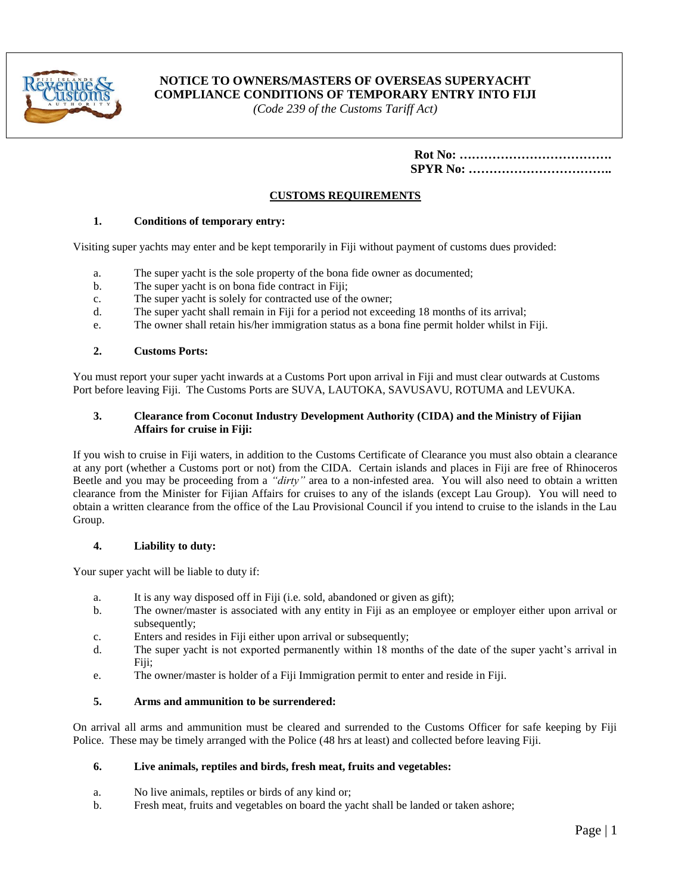# NOTICE TO OWNERS/MASTERS OF OVERSEAS SUPERYACHT COMPLIANCE CONDITIONS OF TEMPORARY ENTRY INTO FIJI

*(Code 239 of the Customs Tariff Act)*

**Rot No: ……………………………….**
**SPYR No: ……………………………..**

## CUSTOMS REQUIREMENTS

### 1. Conditions of temporary entry:

Visiting super yachts may enter and be kept temporarily in Fiji without payment of customs dues provided:

a. The super yacht is the sole property of the bona fide owner as documented;
b. The super yacht is on bona fide contract in Fiji;
c. The super yacht is solely for contracted use of the owner;
d. The super yacht shall remain in Fiji for a period not exceeding 18 months of its arrival;
e. The owner shall retain his/her immigration status as a bona fine permit holder whilst in Fiji.

### 2. Customs Ports:

You must report your super yacht inwards at a Customs Port upon arrival in Fiji and must clear outwards at Customs Port before leaving Fiji. The Customs Ports are SUVA, LAUTOKA, SAVUSAVU, ROTUMA and LEVUKA.

### 3. Clearance from Coconut Industry Development Authority (CIDA) and the Ministry of Fijian Affairs for cruise in Fiji:

If you wish to cruise in Fiji waters, in addition to the Customs Certificate of Clearance you must also obtain a clearance at any port (whether a Customs port or not) from the CIDA. Certain islands and places in Fiji are free of Rhinoceros Beetle and you may be proceeding from a *"dirty"* area to a non-infested area. You will also need to obtain a written clearance from the Minister for Fijian Affairs for cruises to any of the islands (except Lau Group). You will need to obtain a written clearance from the office of the Lau Provisional Council if you intend to cruise to the islands in the Lau Group.

### 4. Liability to duty:

Your super yacht will be liable to duty if:

a. It is any way disposed off in Fiji (i.e. sold, abandoned or given as gift);
b. The owner/master is associated with any entity in Fiji as an employee or employer either upon arrival or subsequently;
c. Enters and resides in Fiji either upon arrival or subsequently;
d. The super yacht is not exported permanently within 18 months of the date of the super yacht's arrival in Fiji;
e. The owner/master is holder of a Fiji Immigration permit to enter and reside in Fiji.

### 5. Arms and ammunition to be surrendered:

On arrival all arms and ammunition must be cleared and surrendered to the Customs Officer for safe keeping by Fiji Police. These may be timely arranged with the Police (48 hrs at least) and collected before leaving Fiji.

### 6. Live animals, reptiles and birds, fresh meat, fruits and vegetables:

a. No live animals, reptiles or birds of any kind or;
b. Fresh meat, fruits and vegetables on board the yacht shall be landed or taken ashore;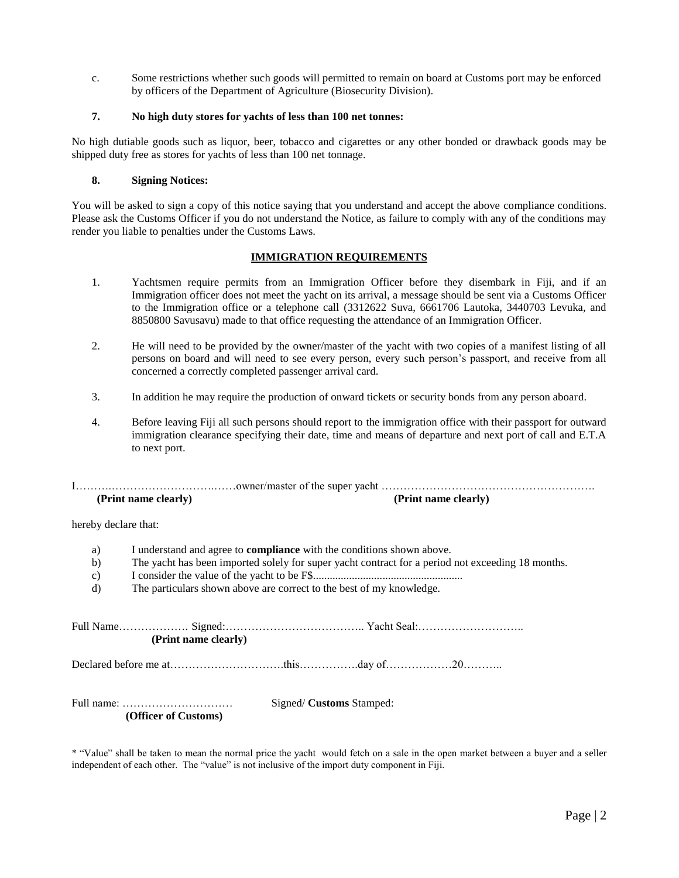c. Some restrictions whether such goods will permitted to remain on board at Customs port may be enforced by officers of the Department of Agriculture (Biosecurity Division).

**7. No high duty stores for yachts of less than 100 net tonnes:**

No high dutiable goods such as liquor, beer, tobacco and cigarettes or any other bonded or drawback goods may be shipped duty free as stores for yachts of less than 100 net tonnage.

**8. Signing Notices:**

You will be asked to sign a copy of this notice saying that you understand and accept the above compliance conditions. Please ask the Customs Officer if you do not understand the Notice, as failure to comply with any of the conditions may render you liable to penalties under the Customs Laws.

## IMMIGRATION REQUIREMENTS

1. Yachtsmen require permits from an Immigration Officer before they disembark in Fiji, and if an Immigration officer does not meet the yacht on its arrival, a message should be sent via a Customs Officer to the Immigration office or a telephone call (3312622 Suva, 6661706 Lautoka, 3440703 Levuka, and 8850800 Savusavu) made to that office requesting the attendance of an Immigration Officer.

2. He will need to be provided by the owner/master of the yacht with two copies of a manifest listing of all persons on board and will need to see every person, every such person's passport, and receive from all concerned a correctly completed passenger arrival card.

3. In addition he may require the production of onward tickets or security bonds from any person aboard.

4. Before leaving Fiji all such persons should report to the immigration office with their passport for outward immigration clearance specifying their date, time and means of departure and next port of call and E.T.A to next port.

I……….…………………….……owner/master of the super yacht ………………………………………………….
**(Print name clearly)** **(Print name clearly)**

hereby declare that:

a) I understand and agree to **compliance** with the conditions shown above.
b) The yacht has been imported solely for super yacht contract for a period not exceeding 18 months.
c) I consider the value of the yacht to be F$......................................................
d) The particulars shown above are correct to the best of my knowledge.

Full Name………………. Signed:……………………………….. Yacht Seal:………………………..
**(Print name clearly)**

Declared before me at………………………….this…………….day of………………20………..

Full name: ………………………… Signed/ **Customs** Stamped:
**(Officer of Customs)**

\* "Value" shall be taken to mean the normal price the yacht would fetch on a sale in the open market between a buyer and a seller independent of each other. The "value" is not inclusive of the import duty component in Fiji.